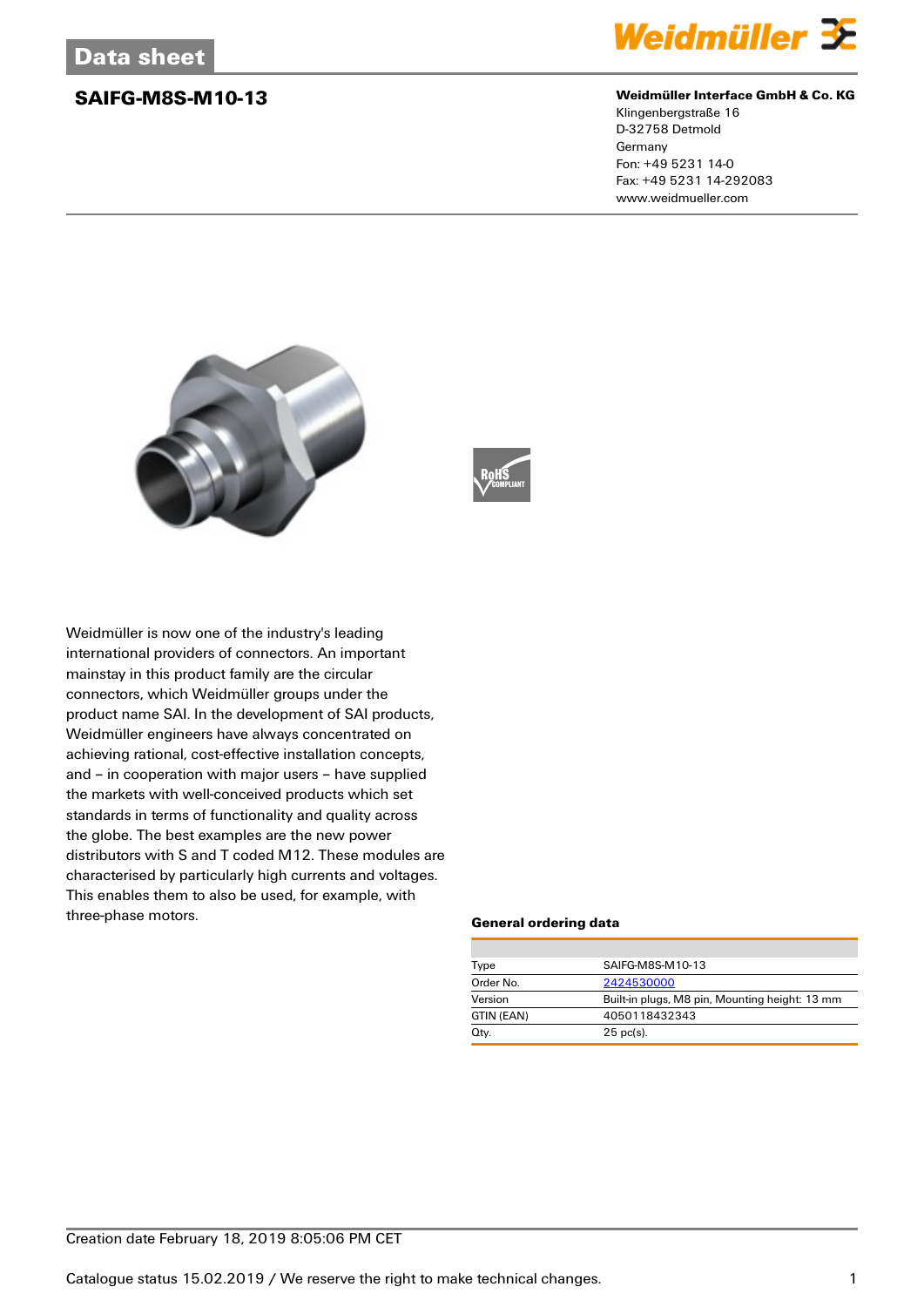# Data sheet

## SAIFG-M8S-M10-13

**Weidmüller Interface GmbH & Co. KG**
Klingenbergstraße 16
D-32758 Detmold
Germany
Fon: +49 5231 14-0
Fax: +49 5231 14-292083
www.weidmueller.com

Weidmüller is now one of the industry's leading international providers of connectors. An important mainstay in this product family are the circular connectors, which Weidmüller groups under the product name SAI. In the development of SAI products, Weidmüller engineers have always concentrated on achieving rational, cost-effective installation concepts, and – in cooperation with major users – have supplied the markets with well-conceived products which set standards in terms of functionality and quality across the globe. The best examples are the new power distributors with S and T coded M12. These modules are characterised by particularly high currents and voltages. This enables them to also be used, for example, with three-phase motors.

### General ordering data

| | |
|---|---|
| Type | SAIFG-M8S-M10-13 |
| Order No. | 2424530000 |
| Version | Built-in plugs, M8 pin, Mounting height: 13 mm |
| GTIN (EAN) | 4050118432343 |
| Qty. | 25 pc(s). |

Creation date February 18, 2019 8:05:06 PM CET

Catalogue status 15.02.2019 / We reserve the right to make technical changes.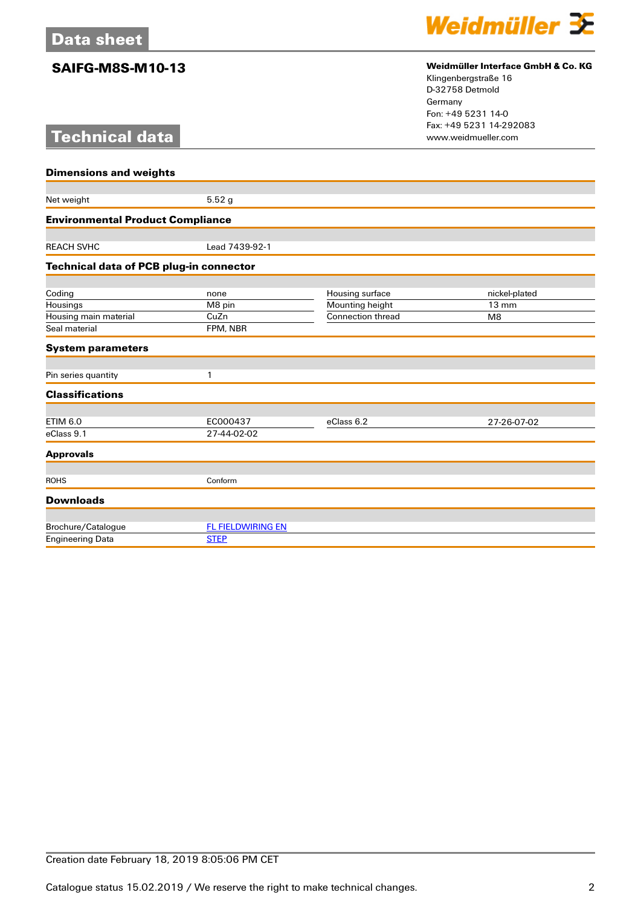# Data sheet

## SAIFG-M8S-M10-13

**Weidmüller Interface GmbH & Co. KG**
Klingenbergstraße 16
D-32758 Detmold
Germany
Fon: +49 5231 14-0
Fax: +49 5231 14-292083
www.weidmueller.com

# Technical data

### Dimensions and weights

| | |
|---|---|
| Net weight | 5.52 g |

### Environmental Product Compliance

| | |
|---|---|
| REACH SVHC | Lead 7439-92-1 |

### Technical data of PCB plug-in connector

| | | | |
|---|---|---|---|
| Coding | none | Housing surface | nickel-plated |
| Housings | M8 pin | Mounting height | 13 mm |
| Housing main material | CuZn | Connection thread | M8 |
| Seal material | FPM, NBR | | |

### System parameters

| | |
|---|---|
| Pin series quantity | 1 |

### Classifications

| | | | |
|---|---|---|---|
| ETIM 6.0 | EC000437 | eClass 6.2 | 27-26-07-02 |
| eClass 9.1 | 27-44-02-02 | | |

### Approvals

| | |
|---|---|
| ROHS | Conform |

### Downloads

| | |
|---|---|
| Brochure/Catalogue | FL FIELDWIRING EN |
| Engineering Data | STEP |

Creation date February 18, 2019 8:05:06 PM CET

Catalogue status 15.02.2019 / We reserve the right to make technical changes.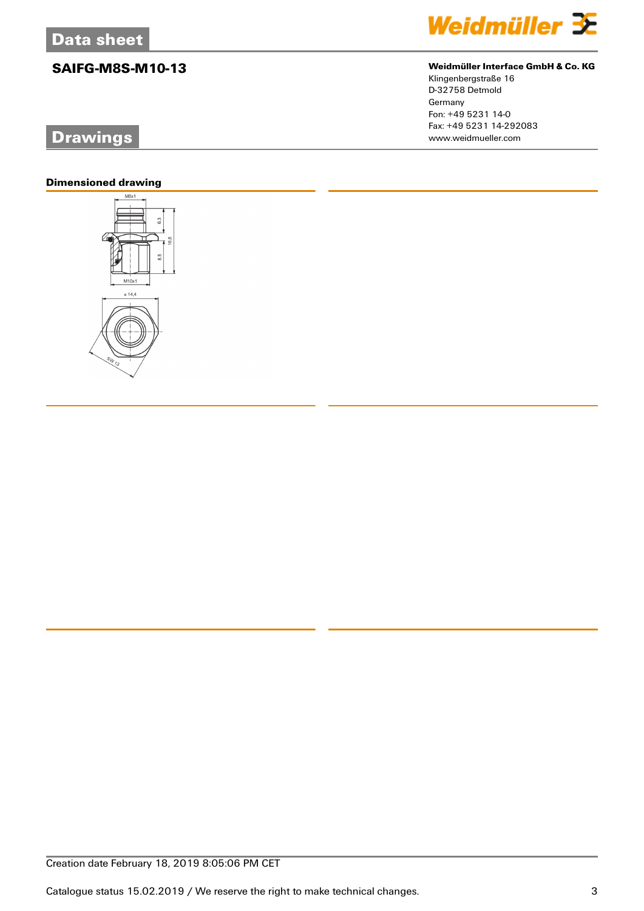# Data sheet

## SAIFG-M8S-M10-13

**Weidmüller Interface GmbH & Co. KG**
Klingenbergstraße 16
D-32758 Detmold
Germany
Fon: +49 5231 14-0
Fax: +49 5231 14-292083
www.weidmueller.com

## Drawings

### Dimensioned drawing

M8x1
6,3
16,5
8,5
M10x1
ø 14,4
SW 13

Creation date February 18, 2019 8:05:06 PM CET

Catalogue status 15.02.2019 / We reserve the right to make technical changes.